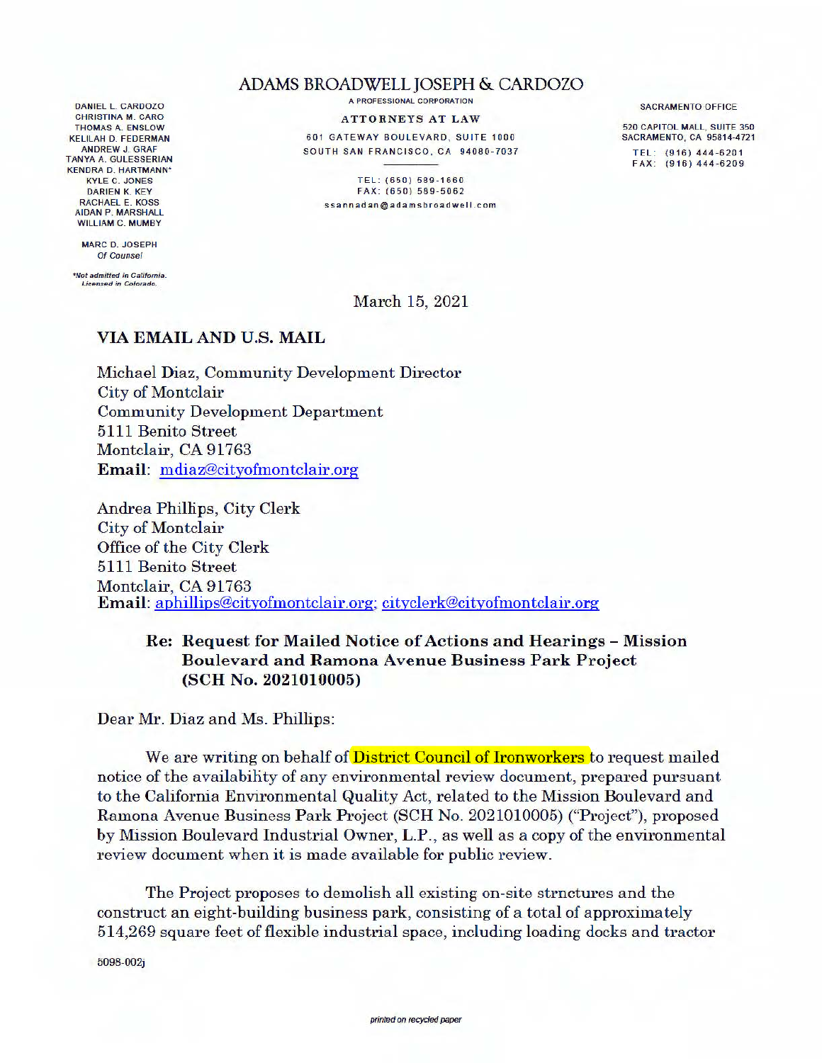# ADAMS BROADWELL JOSEPH & CARDOZO

A PROFESSIONAL CORPORATION

**ATTORNEYS AT LAW**

601 GATEWAY BOULEVARD, SUITE 1000
SOUTH SAN FRANCISCO, CA 94080-7037

TEL: (650) 589-1660
FAX: (650) 589-5062
ssannadan@adamsbroadwell.com

DANIEL L. CARDOZO
CHRISTINA M. CARO
THOMAS A. ENSLOW
KELILAH D. FEDERMAN
ANDREW J. GRAF
TANYA A. GULESSERIAN
KENDRA D. HARTMANN*
KYLE C. JONES
DARIEN K. KEY
RACHAEL E. KOSS
AIDAN P. MARSHALL
WILLIAM C. MUMBY

MARC D. JOSEPH
*Of Counsel*

*Not admitted in California. Licensed in Colorado.

SACRAMENTO OFFICE

520 CAPITOL MALL, SUITE 350
SACRAMENTO, CA 95814-4721

TEL: (916) 444-6201
FAX: (916) 444-6209

March 15, 2021

**VIA EMAIL AND U.S. MAIL**

Michael Diaz, Community Development Director
City of Montclair
Community Development Department
5111 Benito Street
Montclair, CA 91763
**Email**: mdiaz@cityofmontclair.org

Andrea Phillips, City Clerk
City of Montclair
Office of the City Clerk
5111 Benito Street
Montclair, CA 91763
**Email**: aphillips@cityofmontclair.org; cityclerk@cityofmontclair.org

**Re: Request for Mailed Notice of Actions and Hearings – Mission Boulevard and Ramona Avenue Business Park Project (SCH No. 2021010005)**

Dear Mr. Diaz and Ms. Phillips:

We are writing on behalf of District Council of Ironworkers to request mailed notice of the availability of any environmental review document, prepared pursuant to the California Environmental Quality Act, related to the Mission Boulevard and Ramona Avenue Business Park Project (SCH No. 2021010005) ("Project"), proposed by Mission Boulevard Industrial Owner, L.P., as well as a copy of the environmental review document when it is made available for public review.

The Project proposes to demolish all existing on-site strnctures and the construct an eight-building business park, consisting of a total of approximately 514,269 square feet of flexible industrial space, including loading docks and tractor

5098-002j

*printed on recycled paper*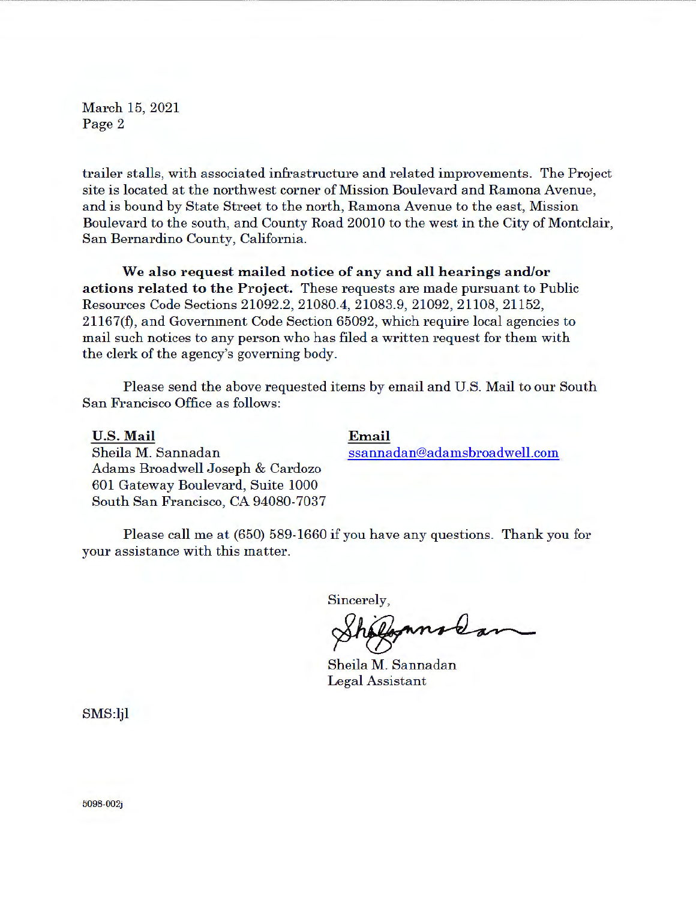trailer stalls, with associated infrastructure and related improvements. The Project site is located at the northwest corner of Mission Boulevard and Ramona Avenue, and is bound by State Street to the north, Ramona Avenue to the east, Mission Boulevard to the south, and County Road 20010 to the west in the City of Montclair, San Bernardino County, California.

**We also request mailed notice of any and all hearings and/or actions related to the Project.** These requests are made pursuant to Public Resources Code Sections 21092.2, 21080.4, 21083.9, 21092, 21108, 21152, 21167(f), and Government Code Section 65092, which require local agencies to mail such notices to any person who has filed a written request for them with the clerk of the agency's governing body.

Please send the above requested items by email and U.S. Mail to our South San Francisco Office as follows:

**U.S. Mail**
Sheila M. Sannadan
Adams Broadwell Joseph & Cardozo
601 Gateway Boulevard, Suite 1000
South San Francisco, CA 94080-7037

**Email**
ssannadan@adamsbroadwell.com

Please call me at (650) 589-1660 if you have any questions. Thank you for your assistance with this matter.

Sincerely,

Sheila M. Sannadan
Legal Assistant

SMS:ljl

5098-002j